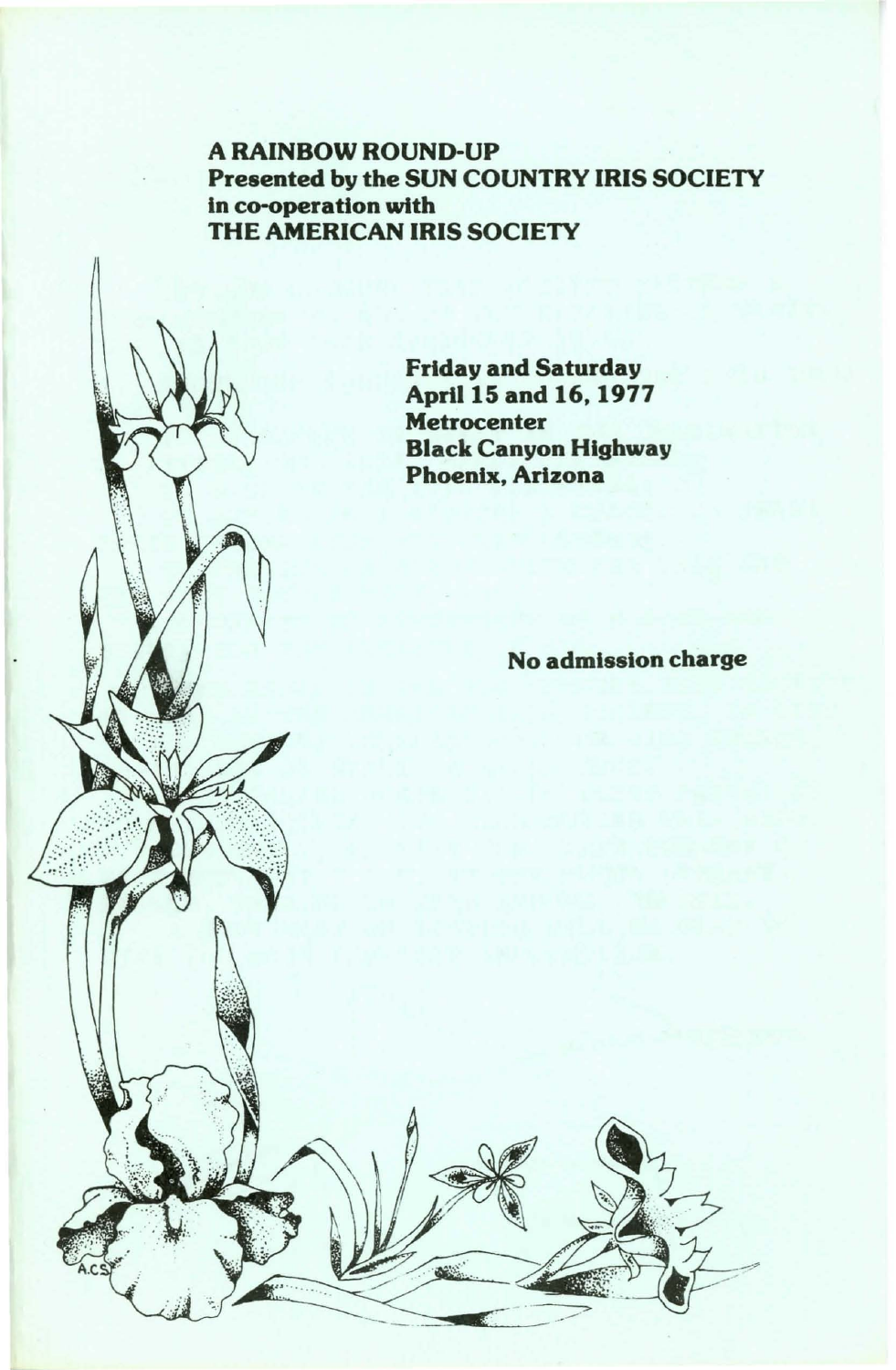**A RAINBOW ROUND-UP**
**Presented by the SUN COUNTRY IRIS SOCIETY**
**in co-operation with**
**THE AMERICAN IRIS SOCIETY**

**Friday and Saturday**
**April 15 and 16, 1977**
**Metrocenter**
**Black Canyon Highway**
**Phoenix, Arizona**

**No admission charge**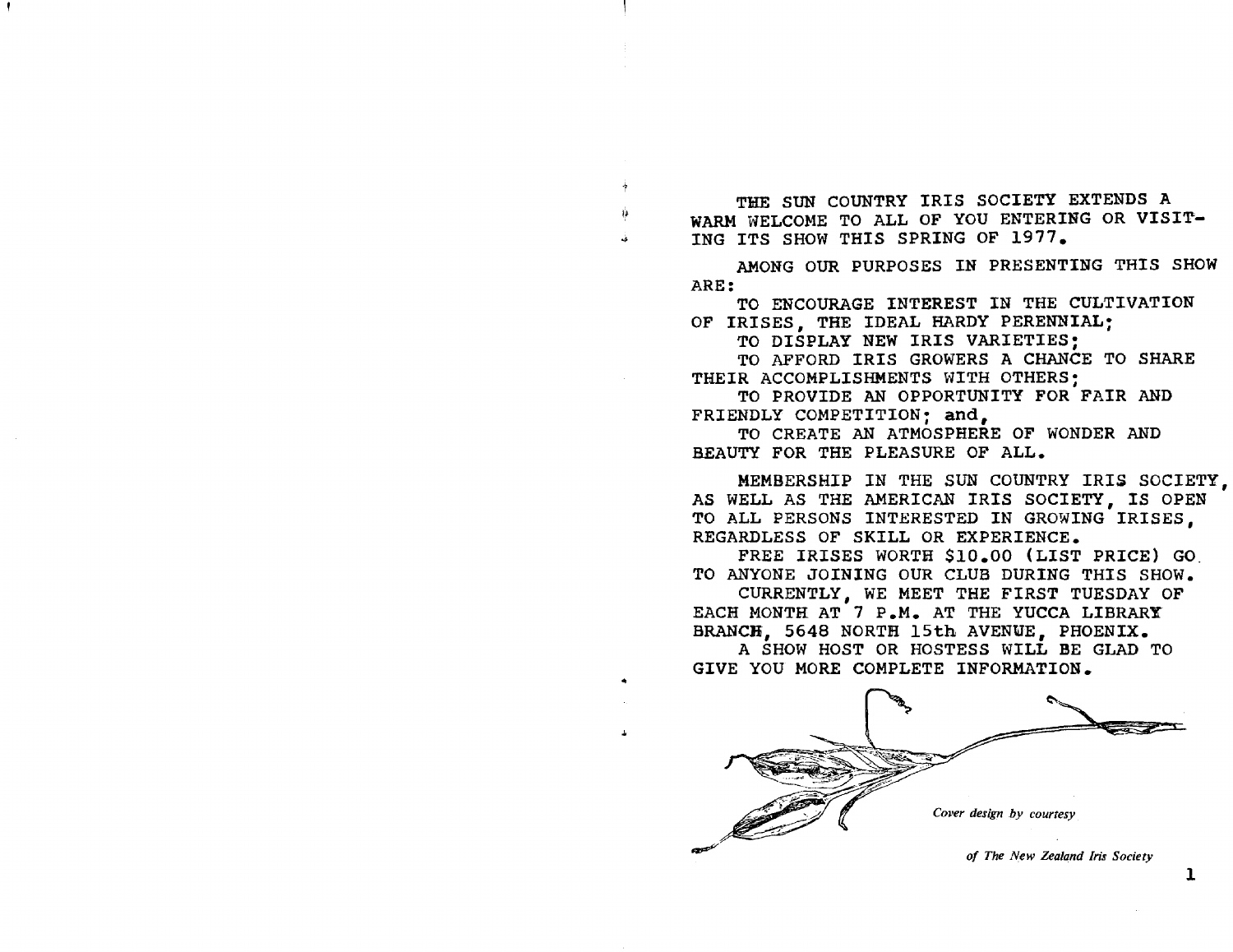THE SUN COUNTRY IRIS SOCIETY EXTENDS A WARM WELCOME TO ALL OF YOU ENTERING OR VISITING ITS SHOW THIS SPRING OF 1977.

AMONG OUR PURPOSES IN PRESENTING THIS SHOW ARE:

TO ENCOURAGE INTEREST IN THE CULTIVATION OF IRISES, THE IDEAL HARDY PERENNIAL;

TO DISPLAY NEW IRIS VARIETIES;

TO AFFORD IRIS GROWERS A CHANCE TO SHARE THEIR ACCOMPLISHMENTS WITH OTHERS;

TO PROVIDE AN OPPORTUNITY FOR FAIR AND FRIENDLY COMPETITION; and,

TO CREATE AN ATMOSPHERE OF WONDER AND BEAUTY FOR THE PLEASURE OF ALL.

MEMBERSHIP IN THE SUN COUNTRY IRIS SOCIETY, AS WELL AS THE AMERICAN IRIS SOCIETY, IS OPEN TO ALL PERSONS INTERESTED IN GROWING IRISES, REGARDLESS OF SKILL OR EXPERIENCE.

FREE IRISES WORTH $10.00 (LIST PRICE) GO TO ANYONE JOINING OUR CLUB DURING THIS SHOW.

CURRENTLY, WE MEET THE FIRST TUESDAY OF EACH MONTH AT 7 P.M. AT THE YUCCA LIBRARY BRANCH, 5648 NORTH 15th AVENUE, PHOENIX.

A SHOW HOST OR HOSTESS WILL BE GLAD TO GIVE YOU MORE COMPLETE INFORMATION.

*Cover design by courtesy of The New Zealand Iris Society*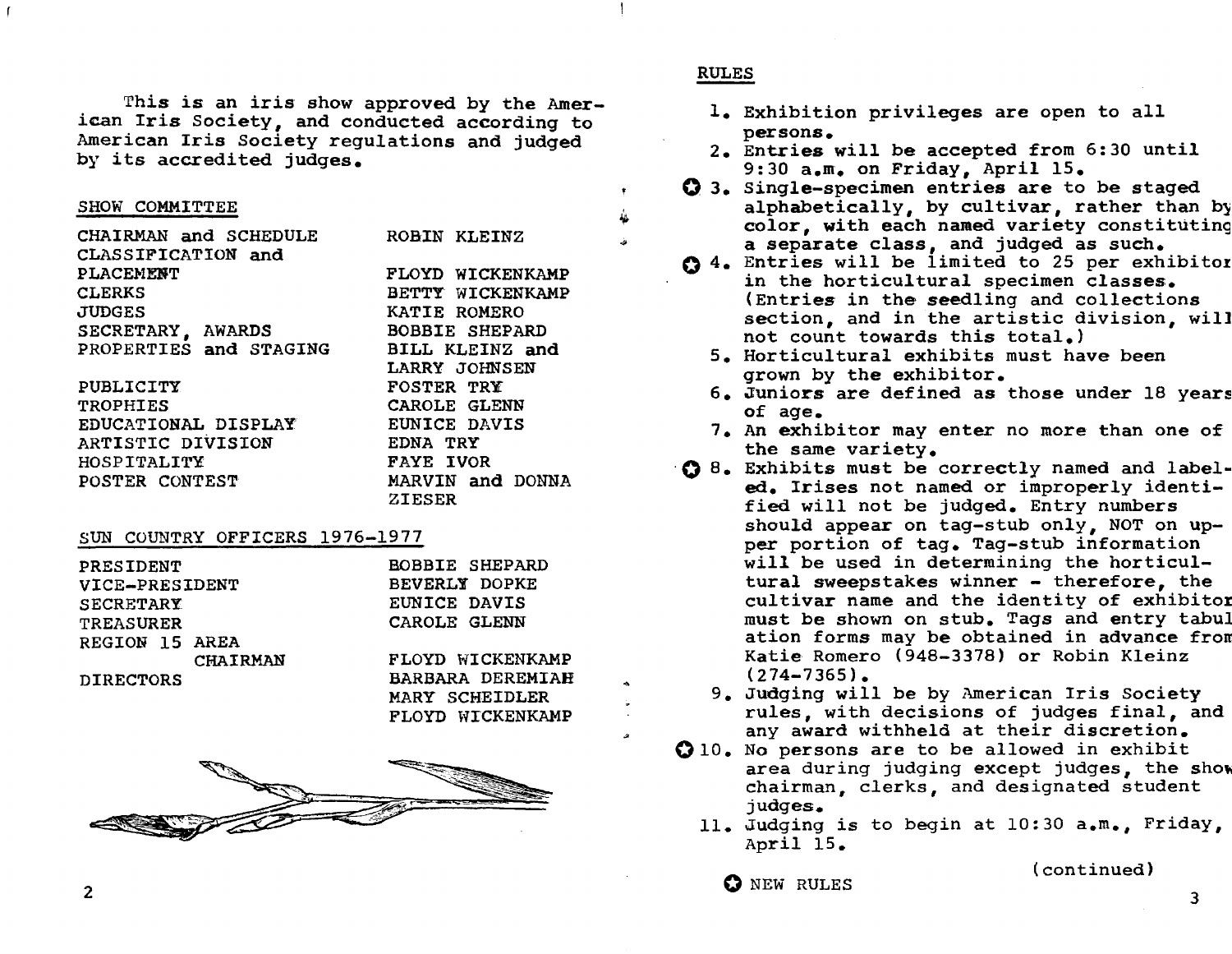This is an iris show approved by the American Iris Society, and conducted according to American Iris Society regulations and judged by its accredited judges.

## SHOW COMMITTEE

| | |
|---|---|
| CHAIRMAN and SCHEDULE | ROBIN KLEINZ |
| CLASSIFICATION and PLACEMENT | FLOYD WICKENKAMP |
| CLERKS | BETTY WICKENKAMP |
| JUDGES | KATIE ROMERO |
| SECRETARY, AWARDS | BOBBIE SHEPARD |
| PROPERTIES and STAGING | BILL KLEINZ and LARRY JOHNSEN |
| PUBLICITY | FOSTER TRY |
| TROPHIES | CAROLE GLENN |
| EDUCATIONAL DISPLAY | EUNICE DAVIS |
| ARTISTIC DIVISION | EDNA TRY |
| HOSPITALITY | FAYE IVOR |
| POSTER CONTEST | MARVIN and DONNA ZIESER |

## SUN COUNTRY OFFICERS 1976-1977

| | |
|---|---|
| PRESIDENT | BOBBIE SHEPARD |
| VICE-PRESIDENT | BEVERLY DOPKE |
| SECRETARY | EUNICE DAVIS |
| TREASURER | CAROLE GLENN |
| REGION 15 AREA CHAIRMAN | FLOYD WICKENKAMP |
| DIRECTORS | BARBARA DEREMIAH<br>MARY SCHEIDLER<br>FLOYD WICKENKAMP |

## RULES

1. Exhibition privileges are open to all persons.
2. Entries will be accepted from 6:30 until 9:30 a.m. on Friday, April 15.
3. ✪ Single-specimen entries are to be staged alphabetically, by cultivar, rather than by color, with each named variety constituting a separate class, and judged as such.
4. ✪ Entries will be limited to 25 per exhibitor in the horticultural specimen classes. (Entries in the seedling and collections section, and in the artistic division, will not count towards this total.)
5. Horticultural exhibits must have been grown by the exhibitor.
6. Juniors are defined as those under 18 years of age.
7. An exhibitor may enter no more than one of the same variety.
8. ✪ Exhibits must be correctly named and labeled. Irises not named or improperly identified will not be judged. Entry numbers should appear on tag-stub only, NOT on upper portion of tag. Tag-stub information will be used in determining the horticultural sweepstakes winner - therefore, the cultivar name and the identity of exhibitor must be shown on stub. Tags and entry tabulation forms may be obtained in advance from Katie Romero (948-3378) or Robin Kleinz (274-7365).
9. Judging will be by American Iris Society rules, with decisions of judges final, and any award withheld at their discretion.
10. ✪ No persons are to be allowed in exhibit area during judging except judges, the show chairman, clerks, and designated student judges.
11. Judging is to begin at 10:30 a.m., Friday, April 15.

(continued)

✪ NEW RULES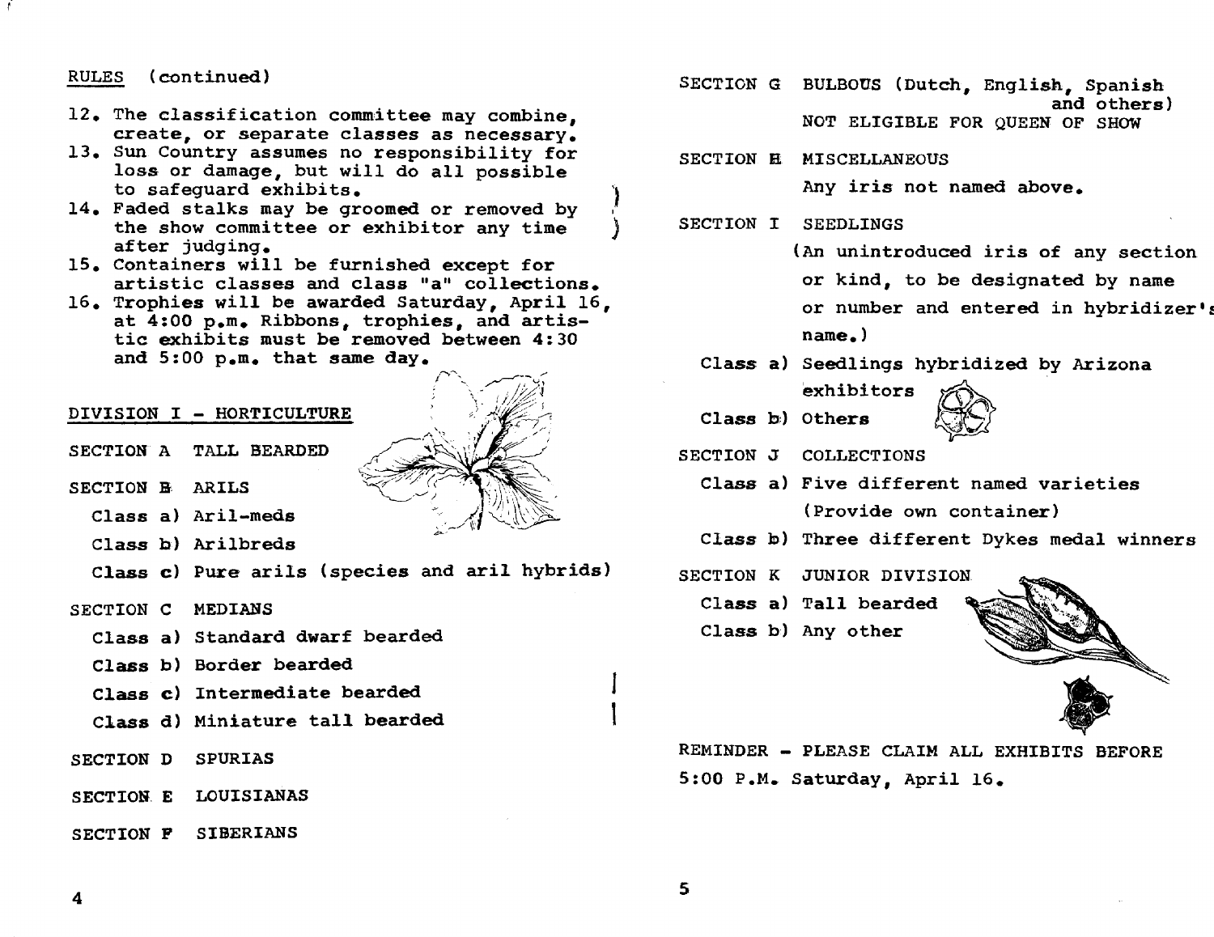RULES (continued)

12. The classification committee may combine, create, or separate classes as necessary.
13. Sun Country assumes no responsibility for loss or damage, but will do all possible to safeguard exhibits.
14. Faded stalks may be groomed or removed by the show committee or exhibitor any time after judging.
15. Containers will be furnished except for artistic classes and class "a" collections.
16. Trophies will be awarded Saturday, April 16, at 4:00 p.m. Ribbons, trophies, and artistic exhibits must be removed between 4:30 and 5:00 p.m. that same day.

## DIVISION I - HORTICULTURE

SECTION A TALL BEARDED

SECTION B ARILS

- Class a) Aril-meds
- Class b) Arilbreds
- Class c) Pure arils (species and aril hybrids)

SECTION C MEDIANS

- Class a) Standard dwarf bearded
- Class b) Border bearded
- Class c) Intermediate bearded
- Class d) Miniature tall bearded

SECTION D SPURIAS

SECTION E LOUISIANAS

SECTION F SIBERIANS

SECTION G BULBOUS (Dutch, English, Spanish and others)
NOT ELIGIBLE FOR QUEEN OF SHOW

SECTION H MISCELLANEOUS
Any iris not named above.

SECTION I SEEDLINGS
(An unintroduced iris of any section or kind, to be designated by name or number and entered in hybridizer's name.)

- Class a) Seedlings hybridized by Arizona exhibitors
- Class b) Others

SECTION J COLLECTIONS

- Class a) Five different named varieties (Provide own container)
- Class b) Three different Dykes medal winners

SECTION K JUNIOR DIVISION

- Class a) Tall bearded
- Class b) Any other

REMINDER - PLEASE CLAIM ALL EXHIBITS BEFORE 5:00 P.M. Saturday, April 16.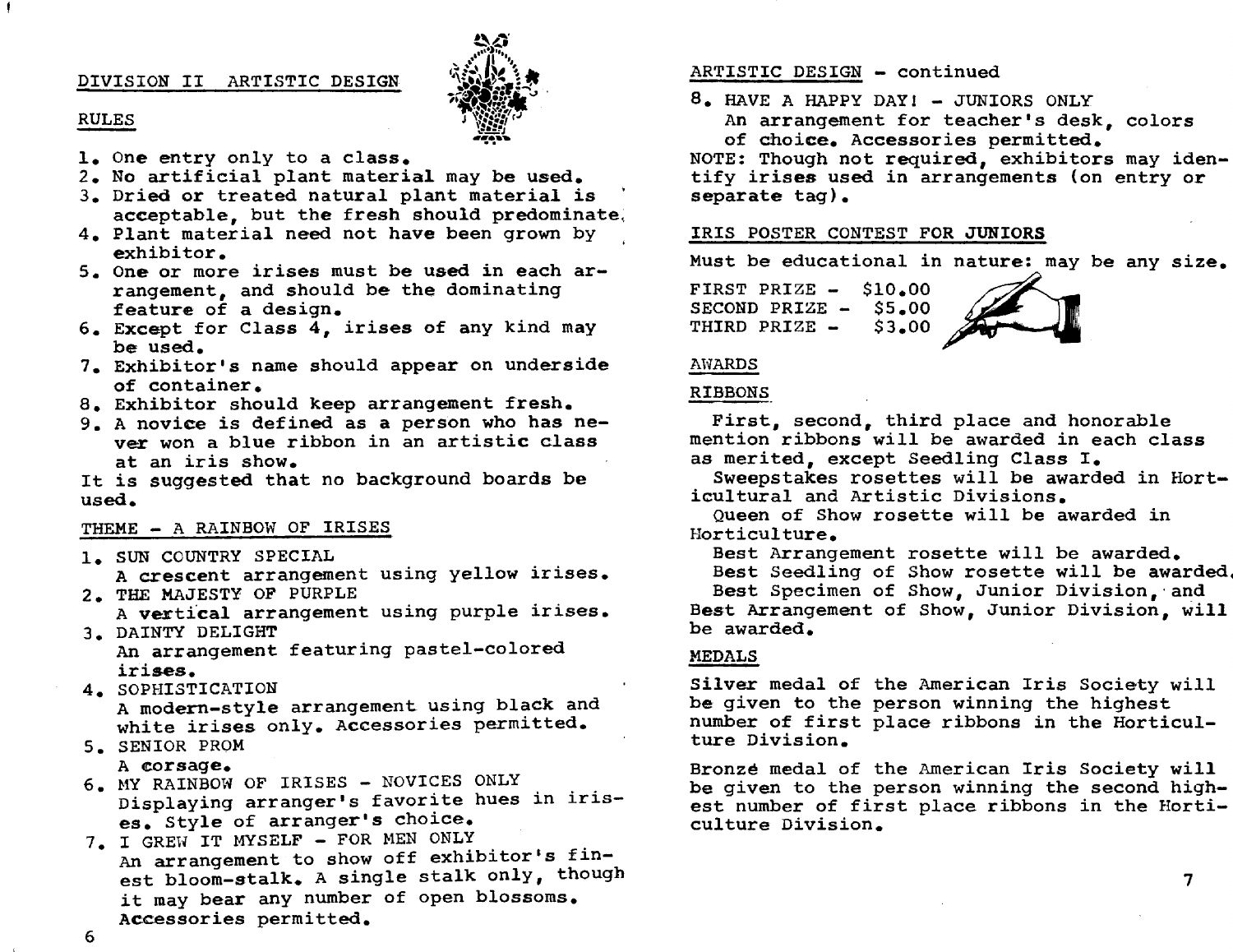## DIVISION II ARTISTIC DESIGN

### RULES

1. One entry only to a class.
2. No artificial plant material may be used.
3. Dried or treated natural plant material is acceptable, but the fresh should predominate.
4. Plant material need not have been grown by exhibitor.
5. One or more irises must be used in each arrangement, and should be the dominating feature of a design.
6. Except for Class 4, irises of any kind may be used.
7. Exhibitor's name should appear on underside of container.
8. Exhibitor should keep arrangement fresh.
9. A novice is defined as a person who has never won a blue ribbon in an artistic class at an iris show.

It is suggested that no background boards be used.

### THEME - A RAINBOW OF IRISES

1. SUN COUNTRY SPECIAL
   A crescent arrangement using yellow irises.
2. THE MAJESTY OF PURPLE
   A vertical arrangement using purple irises.
3. DAINTY DELIGHT
   An arrangement featuring pastel-colored irises.
4. SOPHISTICATION
   A modern-style arrangement using black and white irises only. Accessories permitted.
5. SENIOR PROM
   A corsage.
6. MY RAINBOW OF IRISES - NOVICES ONLY
   Displaying arranger's favorite hues in irises. Style of arranger's choice.
7. I GREW IT MYSELF - FOR MEN ONLY
   An arrangement to show off exhibitor's finest bloom-stalk. A single stalk only, though it may bear any number of open blossoms. Accessories permitted.

### ARTISTIC DESIGN - continued

8. HAVE A HAPPY DAY! - JUNIORS ONLY
   An arrangement for teacher's desk, colors of choice. Accessories permitted.

NOTE: Though not required, exhibitors may identify irises used in arrangements (on entry or separate tag).

### IRIS POSTER CONTEST FOR JUNIORS

Must be educational in nature: may be any size.

FIRST PRIZE - $10.00
SECOND PRIZE - $5.00
THIRD PRIZE - $3.00

## AWARDS

### RIBBONS

First, second, third place and honorable mention ribbons will be awarded in each class as merited, except Seedling Class I.

Sweepstakes rosettes will be awarded in Horticultural and Artistic Divisions.

Queen of Show rosette will be awarded in Horticulture.

Best Arrangement rosette will be awarded.

Best Seedling of Show rosette will be awarded.

Best Specimen of Show, Junior Division, and Best Arrangement of Show, Junior Division, will be awarded.

### MEDALS

Silver medal of the American Iris Society will be given to the person winning the highest number of first place ribbons in the Horticulture Division.

Bronze medal of the American Iris Society will be given to the person winning the second highest number of first place ribbons in the Horticulture Division.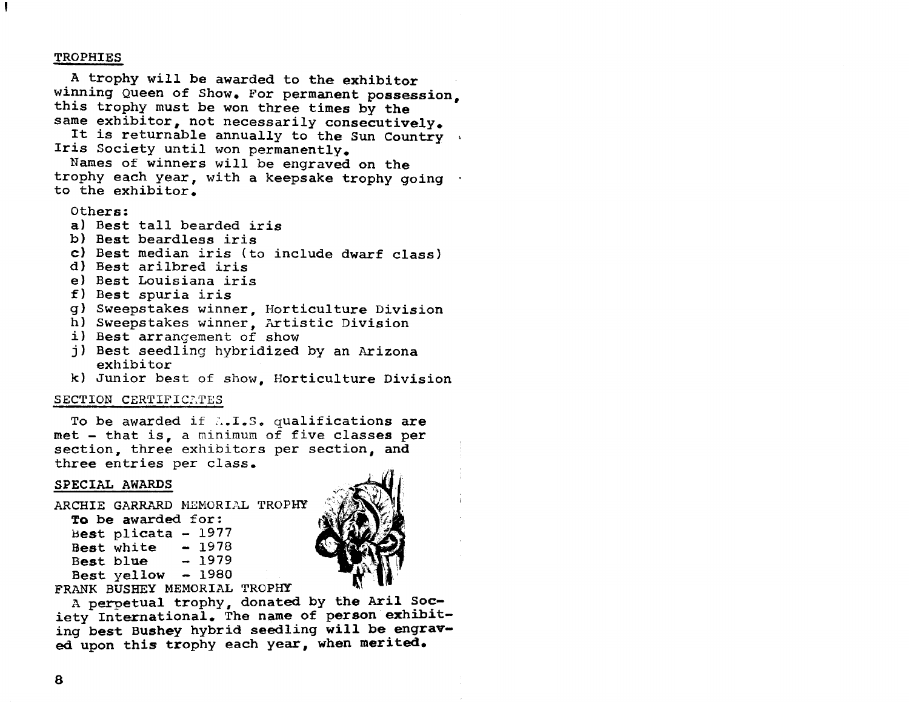## TROPHIES

A trophy will be awarded to the exhibitor winning Queen of Show. For permanent possession, this trophy must be won three times by the same exhibitor, not necessarily consecutively.
It is returnable annually to the Sun Country Iris Society until won permanently.
Names of winners will be engraved on the trophy each year, with a keepsake trophy going to the exhibitor.

Others:

a) Best tall bearded iris
b) Best beardless iris
c) Best median iris (to include dwarf class)
d) Best arilbred iris
e) Best Louisiana iris
f) Best spuria iris
g) Sweepstakes winner, Horticulture Division
h) Sweepstakes winner, Artistic Division
i) Best arrangement of show
j) Best seedling hybridized by an Arizona exhibitor
k) Junior best of show, Horticulture Division

## SECTION CERTIFICATES

To be awarded if A.I.S. qualifications are met - that is, a minimum of five classes per section, three exhibitors per section, and three entries per class.

## SPECIAL AWARDS

ARCHIE GARRARD MEMORIAL TROPHY
To be awarded for:
Best plicata - 1977
Best white - 1978
Best blue - 1979
Best yellow - 1980

FRANK BUSHEY MEMORIAL TROPHY
A perpetual trophy, donated by the Aril Society International. The name of person exhibiting best Bushey hybrid seedling will be engraved upon this trophy each year, when merited.